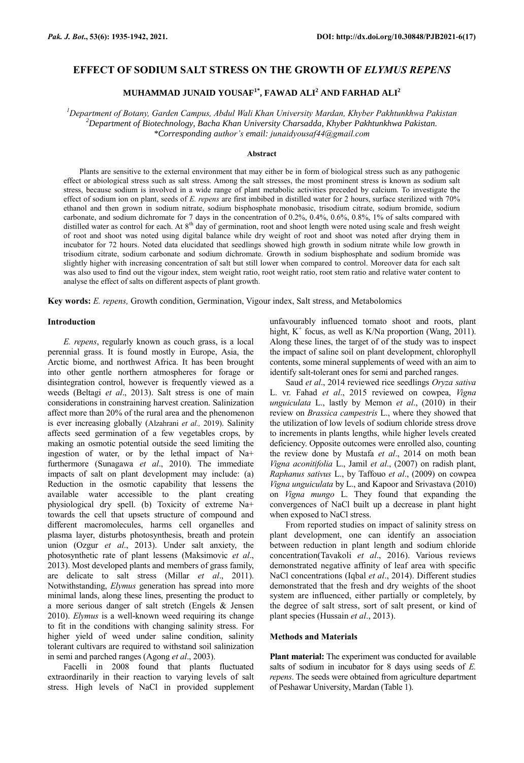# EFFECT OF SODIUM SALT STRESS ON THE GROWTH OF *ELYMUS REPENS*

**MUHAMMAD JUNAID YOUSAF[1*], FAWAD ALI[2] AND FARHAD ALI[2]**

*[1]Department of Botany, Garden Campus, Abdul Wali Khan University Mardan, Khyber Pakhtunkhwa Pakistan*
*[2]Department of Biotechnology, Bacha Khan University Charsadda, Khyber Pakhtunkhwa Pakistan.*
*\*Corresponding author's email: junaidyousaf44@gmail.com*

### Abstract

Plants are sensitive to the external environment that may either be in form of biological stress such as any pathogenic effect or abiological stress such as salt stress. Among the salt stresses, the most prominent stress is known as sodium salt stress, because sodium is involved in a wide range of plant metabolic activities preceded by calcium. To investigate the effect of sodium ion on plant, seeds of *E. repens* are first imbibed in distilled water for 2 hours, surface sterilized with 70% ethanol and then grown in sodium nitrate, sodium bisphosphate monobasic, trisodium citrate, sodium bromide, sodium carbonate, and sodium dichromate for 7 days in the concentration of 0.2%, 0.4%, 0.6%, 0.8%, 1% of salts compared with distilled water as control for each. At 8[th] day of germination, root and shoot length were noted using scale and fresh weight of root and shoot was noted using digital balance while dry weight of root and shoot was noted after drying them in incubator for 72 hours. Noted data elucidated that seedlings showed high growth in sodium nitrate while low growth in trisodium citrate, sodium carbonate and sodium dichromate. Growth in sodium bisphosphate and sodium bromide was slightly higher with increasing concentration of salt but still lower when compared to control. Moreover data for each salt was also used to find out the vigour index, stem weight ratio, root weight ratio, root stem ratio and relative water content to analyse the effect of salts on different aspects of plant growth.

**Key words:** *E. repens,* Growth condition, Germination, Vigour index, Salt stress, and Metabolomics

## Introduction

*E. repens*, regularly known as couch grass, is a local perennial grass. It is found mostly in Europe, Asia, the Arctic biome, and northwest Africa. It has been brought into other gentle northern atmospheres for forage or disintegration control, however is frequently viewed as a weeds (Beltagi *et al*., 2013). Salt stress is one of main considerations in constraining harvest creation. Salinization affect more than 20% of the rural area and the phenomenon is ever increasing globally (Alzahrani *et al.,* 2019). Salinity affects seed germination of a few vegetables crops, by making an osmotic potential outside the seed limiting the ingestion of water, or by the lethal impact of Na+ furthermore (Sunagawa *et al*., 2010). The immediate impacts of salt on plant development may include: (a) Reduction in the osmotic capability that lessens the available water accessible to the plant creating physiological dry spell. (b) Toxicity of extreme Na+ towards the cell that upsets structure of compound and different macromolecules, harms cell organelles and plasma layer, disturbs photosynthesis, breath and protein union (Ozgur *et al*., 2013). Under salt anxiety, the photosynthetic rate of plant lessens (Maksimovic *et al*., 2013). Most developed plants and members of grass family, are delicate to salt stress (Millar *et al*., 2011). Notwithstanding, *Elymus* generation has spread into more minimal lands, along these lines, presenting the product to a more serious danger of salt stretch (Engels & Jensen 2010). *Elymus* is a well-known weed requiring its change to fit in the conditions with changing salinity stress. For higher yield of weed under saline condition, salinity tolerant cultivars are required to withstand soil salinization in semi and parched ranges (Agong *et al*., 2003).

Facelli in 2008 found that plants fluctuated extraordinarily in their reaction to varying levels of salt stress. High levels of NaCl in provided supplement unfavourably influenced tomato shoot and roots, plant hight, $K^+$ focus, as well as K/Na proportion (Wang, 2011). Along these lines, the target of of the study was to inspect the impact of saline soil on plant development, chlorophyll contents, some mineral supplements of weed with an aim to identify salt-tolerant ones for semi and parched ranges.

Saud *et al*., 2014 reviewed rice seedlings *Oryza sativa* L. vr. Fahad *et al*., 2015 reviewed on cowpea, *Vigna unguiculata* L., lastly by Memon *et al*., (2010) in their review on *Brassica campestris* L., where they showed that the utilization of low levels of sodium chloride stress drove to increments in plants lengths, while higher levels created deficiency. Opposite outcomes were enrolled also, counting the review done by Mustafa *et al*., 2014 on moth bean *Vigna aconitifolia* L., Jamil *et al*., (2007) on radish plant, *Raphanus sativus* L., by Taffouo *et al*., (2009) on cowpea *Vigna unguiculata* by L., and Kapoor and Srivastava (2010) on *Vigna mungo* L. They found that expanding the convergences of NaCl built up a decrease in plant hight when exposed to NaCl stress.

From reported studies on impact of salinity stress on plant development, one can identify an association between reduction in plant length and sodium chloride concentration(Tavakoli *et al*., 2016). Various reviews demonstrated negative affinity of leaf area with specific NaCl concentrations (Iqbal *et al*., 2014). Different studies demonstrated that the fresh and dry weights of the shoot system are influenced, either partially or completely, by the degree of salt stress, sort of salt present, or kind of plant species (Hussain *et al*., 2013).

## Methods and Materials

**Plant material:** The experiment was conducted for available salts of sodium in incubator for 8 days using seeds of *E. repens*. The seeds were obtained from agriculture department of Peshawar University, Mardan (Table 1).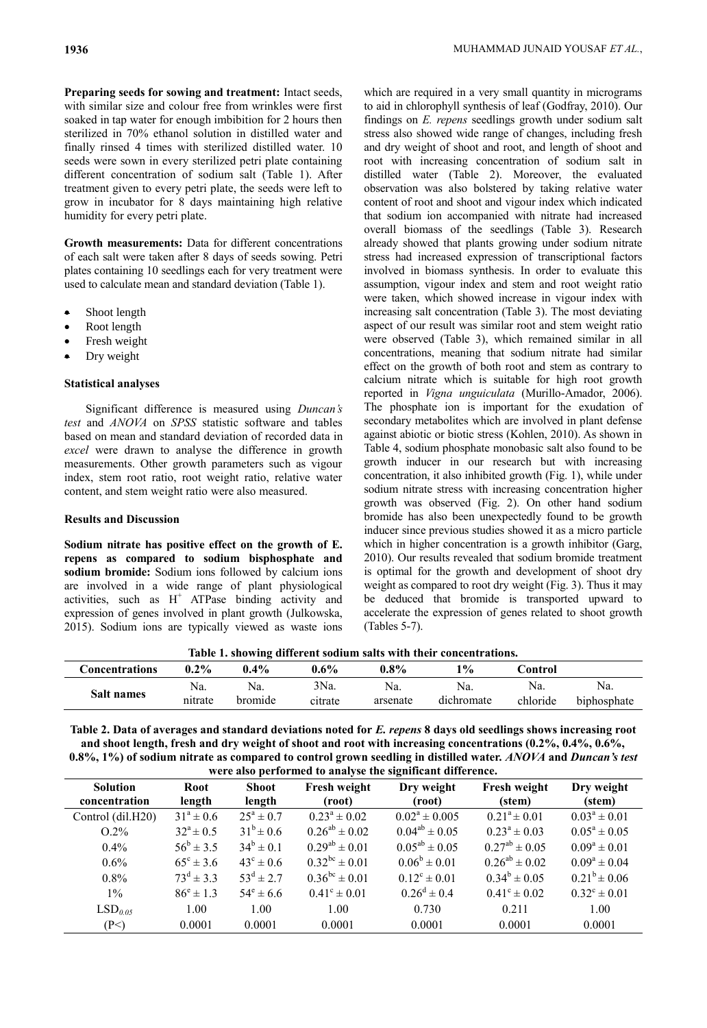**Preparing seeds for sowing and treatment:** Intact seeds, with similar size and colour free from wrinkles were first soaked in tap water for enough imbibition for 2 hours then sterilized in 70% ethanol solution in distilled water and finally rinsed 4 times with sterilized distilled water. 10 seeds were sown in every sterilized petri plate containing different concentration of sodium salt (Table 1). After treatment given to every petri plate, the seeds were left to grow in incubator for 8 days maintaining high relative humidity for every petri plate.

**Growth measurements:** Data for different concentrations of each salt were taken after 8 days of seeds sowing. Petri plates containing 10 seedlings each for every treatment were used to calculate mean and standard deviation (Table 1).

- Shoot length
- Root length
- Fresh weight
- Dry weight

### Statistical analyses

Significant difference is measured using *Duncan's test* and *ANOVA* on *SPSS* statistic software and tables based on mean and standard deviation of recorded data in *excel* were drawn to analyse the difference in growth measurements. Other growth parameters such as vigour index, stem root ratio, root weight ratio, relative water content, and stem weight ratio were also measured.

### Results and Discussion

**Sodium nitrate has positive effect on the growth of E. repens as compared to sodium bisphosphate and sodium bromide:** Sodium ions followed by calcium ions are involved in a wide range of plant physiological activities, such as $H^+$ ATPase binding activity and expression of genes involved in plant growth (Julkowska, 2015). Sodium ions are typically viewed as waste ions which are required in a very small quantity in micrograms to aid in chlorophyll synthesis of leaf (Godfray, 2010). Our findings on *E. repens* seedlings growth under sodium salt stress also showed wide range of changes, including fresh and dry weight of shoot and root, and length of shoot and root with increasing concentration of sodium salt in distilled water (Table 2). Moreover, the evaluated observation was also bolstered by taking relative water content of root and shoot and vigour index which indicated that sodium ion accompanied with nitrate had increased overall biomass of the seedlings (Table 3). Research already showed that plants growing under sodium nitrate stress had increased expression of transcriptional factors involved in biomass synthesis. In order to evaluate this assumption, vigour index and stem and root weight ratio were taken, which showed increase in vigour index with increasing salt concentration (Table 3). The most deviating aspect of our result was similar root and stem weight ratio were observed (Table 3), which remained similar in all concentrations, meaning that sodium nitrate had similar effect on the growth of both root and stem as contrary to calcium nitrate which is suitable for high root growth reported in *Vigna unguiculata* (Murillo-Amador, 2006). The phosphate ion is important for the exudation of secondary metabolites which are involved in plant defense against abiotic or biotic stress (Kohlen, 2010). As shown in Table 4, sodium phosphate monobasic salt also found to be growth inducer in our research but with increasing concentration, it also inhibited growth (Fig. 1), while under sodium nitrate stress with increasing concentration higher growth was observed (Fig. 2). On other hand sodium bromide has also been unexpectedly found to be growth inducer since previous studies showed it as a micro particle which in higher concentration is a growth inhibitor (Garg, 2010). Our results revealed that sodium bromide treatment is optimal for the growth and development of shoot dry weight as compared to root dry weight (Fig. 3). Thus it may be deduced that bromide is transported upward to accelerate the expression of genes related to shoot growth (Tables 5-7).

**Table 1. showing different sodium salts with their concentrations.**

| Concentrations | 0.2% | 0.4% | 0.6% | 0.8% | 1% | Control | |
|---|---|---|---|---|---|---|---|
| Salt names | Na. nitrate | Na. bromide | 3Na. citrate | Na. arsenate | Na. dichromate | Na. chloride | Na. biphosphate |

**Table 2. Data of averages and standard deviations noted for *E. repens* 8 days old seedlings shows increasing root and shoot length, fresh and dry weight of shoot and root with increasing concentrations (0.2%, 0.4%, 0.6%, 0.8%, 1%) of sodium nitrate as compared to control grown seedling in distilled water. *ANOVA* and *Duncan's test* were also performed to analyse the significant difference.**

| Solution concentration | Root length | Shoot length | Fresh weight (root) | Dry weight (root) | Fresh weight (stem) | Dry weight (stem) |
|---|---|---|---|---|---|---|
| Control (dil.H20) | $31^a \pm 0.6$ | $25^a \pm 0.7$ | $0.23^a \pm 0.02$ | $0.02^a \pm 0.005$ | $0.21^a \pm 0.01$ | $0.03^a \pm 0.01$ |
| O.2% | $32^a \pm 0.5$ | $31^b \pm 0.6$ | $0.26^{ab} \pm 0.02$ | $0.04^{ab} \pm 0.05$ | $0.23^a \pm 0.03$ | $0.05^a \pm 0.05$ |
| 0.4% | $56^b \pm 3.5$ | $34^b \pm 0.1$ | $0.29^{ab} \pm 0.01$ | $0.05^{ab} \pm 0.05$ | $0.27^{ab} \pm 0.05$ | $0.09^a \pm 0.01$ |
| 0.6% | $65^c \pm 3.6$ | $43^c \pm 0.6$ | $0.32^{bc} \pm 0.01$ | $0.06^b \pm 0.01$ | $0.26^{ab} \pm 0.02$ | $0.09^a \pm 0.04$ |
| 0.8% | $73^d \pm 3.3$ | $53^d \pm 2.7$ | $0.36^{bc} \pm 0.01$ | $0.12^c \pm 0.01$ | $0.34^b \pm 0.05$ | $0.21^b \pm 0.06$ |
| 1% | $86^e \pm 1.3$ | $54^e \pm 6.6$ | $0.41^c \pm 0.01$ | $0.26^d \pm 0.4$ | $0.41^c \pm 0.02$ | $0.32^c \pm 0.01$ |
| $LSD_{0.05}$ | 1.00 | 1.00 | 1.00 | 0.730 | 0.211 | 1.00 |
| (P<) | 0.0001 | 0.0001 | 0.0001 | 0.0001 | 0.0001 | 0.0001 |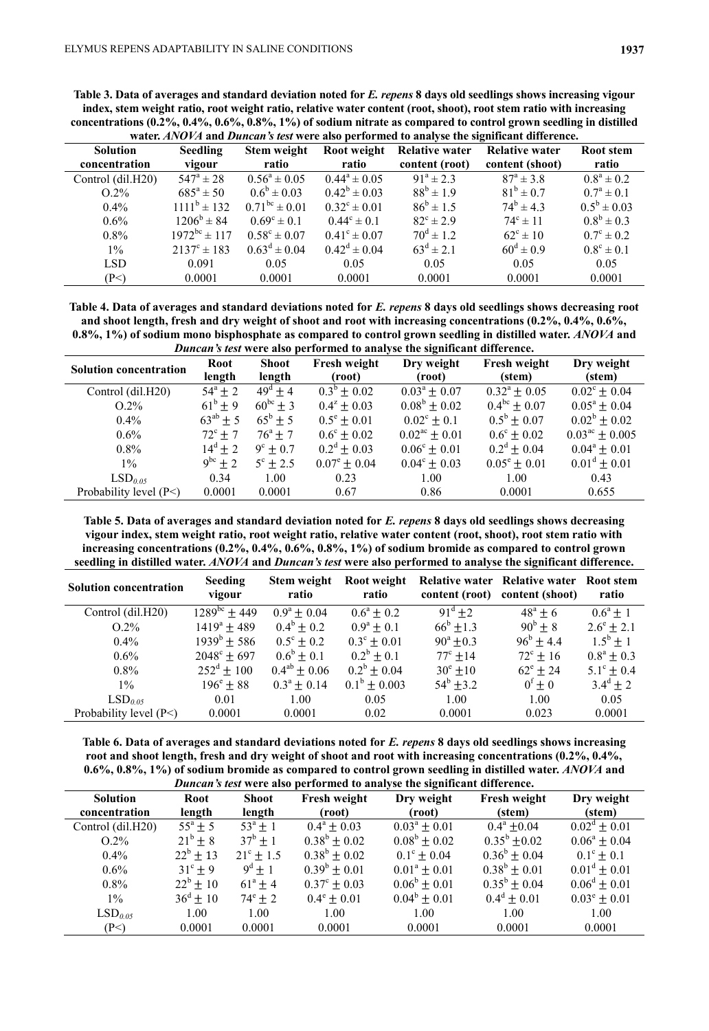**Table 3. Data of averages and standard deviation noted for *E. repens* 8 days old seedlings shows increasing vigour index, stem weight ratio, root weight ratio, relative water content (root, shoot), root stem ratio with increasing concentrations (0.2%, 0.4%, 0.6%, 0.8%, 1%) of sodium nitrate as compared to control grown seedling in distilled water. *ANOVA* and *Duncan's test* were also performed to analyse the significant difference.**

| Solution concentration | Seedling vigour | Stem weight ratio | Root weight ratio | Relative water content (root) | Relative water content (shoot) | Root stem ratio |
|---|---|---|---|---|---|---|
| Control (dil.H20) | $547^{a} \pm 28$ | $0.56^{a} \pm 0.05$ | $0.44^{a} \pm 0.05$ | $91^{a} \pm 2.3$ | $87^{a} \pm 3.8$ | $0.8^{a} \pm 0.2$ |
| O.2% | $685^{a} \pm 50$ | $0.6^{b} \pm 0.03$ | $0.42^{b} \pm 0.03$ | $88^{b} \pm 1.9$ | $81^{b} \pm 0.7$ | $0.7^{a} \pm 0.1$ |
| 0.4% | $1111^{b} \pm 132$ | $0.71^{bc} \pm 0.01$ | $0.32^{c} \pm 0.01$ | $86^{b} \pm 1.5$ | $74^{b} \pm 4.3$ | $0.5^{b} \pm 0.03$ |
| 0.6% | $1206^{b} \pm 84$ | $0.69^{c} \pm 0.1$ | $0.44^{c} \pm 0.1$ | $82^{c} \pm 2.9$ | $74^{c} \pm 11$ | $0.8^{b} \pm 0.3$ |
| 0.8% | $1972^{bc} \pm 117$ | $0.58^{c} \pm 0.07$ | $0.41^{c} \pm 0.07$ | $70^{d} \pm 1.2$ | $62^{c} \pm 10$ | $0.7^{c} \pm 0.2$ |
| 1% | $2137^{c} \pm 183$ | $0.63^{d} \pm 0.04$ | $0.42^{d} \pm 0.04$ | $63^{d} \pm 2.1$ | $60^{d} \pm 0.9$ | $0.8^{c} \pm 0.1$ |
| LSD | 0.091 | 0.05 | 0.05 | 0.05 | 0.05 | 0.05 |
| (P<) | 0.0001 | 0.0001 | 0.0001 | 0.0001 | 0.0001 | 0.0001 |

**Table 4. Data of averages and standard deviations noted for *E. repens* 8 days old seedlings shows decreasing root and shoot length, fresh and dry weight of shoot and root with increasing concentrations (0.2%, 0.4%, 0.6%, 0.8%, 1%) of sodium mono bisphosphate as compared to control grown seedling in distilled water. *ANOVA* and *Duncan's test* were also performed to analyse the significant difference.**

| Solution concentration | Root length | Shoot length | Fresh weight (root) | Dry weight (root) | Fresh weight (stem) | Dry weight (stem) |
|---|---|---|---|---|---|---|
| Control (dil.H20) | $54^{a} \pm 2$ | $49^{d} \pm 4$ | $0.3^{b} \pm 0.02$ | $0.03^{a} \pm 0.07$ | $0.32^{a} \pm 0.05$ | $0.02^{c} \pm 0.04$ |
| O.2% | $61^{b} \pm 9$ | $60^{bc} \pm 3$ | $0.4^{z} \pm 0.03$ | $0.08^{b} \pm 0.02$ | $0.4^{bc} \pm 0.07$ | $0.05^{a} \pm 0.04$ |
| 0.4% | $63^{ab} \pm 5$ | $65^{b} \pm 5$ | $0.5^{e} \pm 0.01$ | $0.02^{c} \pm 0.1$ | $0.5^{b} \pm 0.07$ | $0.02^{b} \pm 0.02$ |
| 0.6% | $72^{c} \pm 7$ | $76^{a} \pm 7$ | $0.6^{c} \pm 0.02$ | $0.02^{ac} \pm 0.01$ | $0.6^{c} \pm 0.02$ | $0.03^{ac} \pm 0.005$ |
| 0.8% | $14^{d} \pm 2$ | $9^{c} \pm 0.7$ | $0.2^{d} \pm 0.03$ | $0.06^{c} \pm 0.01$ | $0.2^{d} \pm 0.04$ | $0.04^{a} \pm 0.01$ |
| 1% | $9^{bc} \pm 2$ | $5^{c} \pm 2.5$ | $0.07^{e} \pm 0.04$ | $0.04^{c} \pm 0.03$ | $0.05^{e} \pm 0.01$ | $0.01^{d} \pm 0.01$ |
| $LSD_{0.05}$ | 0.34 | 1.00 | 0.23 | 1.00 | 1.00 | 0.43 |
| Probability level (P<) | 0.0001 | 0.0001 | 0.67 | 0.86 | 0.0001 | 0.655 |

**Table 5. Data of averages and standard deviation noted for *E. repens* 8 days old seedlings shows decreasing vigour index, stem weight ratio, root weight ratio, relative water content (root, shoot), root stem ratio with increasing concentrations (0.2%, 0.4%, 0.6%, 0.8%, 1%) of sodium bromide as compared to control grown seedling in distilled water. *ANOVA* and *Duncan's test* were also performed to analyse the significant difference.**

| Solution concentration | Seeding vigour | Stem weight ratio | Root weight ratio | Relative water content (root) | Relative water content (shoot) | Root stem ratio |
|---|---|---|---|---|---|---|
| Control (dil.H20) | $1289^{bc} \pm 449$ | $0.9^{a} \pm 0.04$ | $0.6^{a} \pm 0.2$ | $91^{d} \pm 2$ | $48^{a} \pm 6$ | $0.6^{a} \pm 1$ |
| O.2% | $1419^{a} \pm 489$ | $0.4^{b} \pm 0.2$ | $0.9^{a} \pm 0.1$ | $66^{b} \pm 1.3$ | $90^{b} \pm 8$ | $2.6^{c} \pm 2.1$ |
| 0.4% | $1939^{b} \pm 586$ | $0.5^{c} \pm 0.2$ | $0.3^{c} \pm 0.01$ | $90^{a} \pm 0.3$ | $96^{b} \pm 4.4$ | $1.5^{b} \pm 1$ |
| 0.6% | $2048^{c} \pm 697$ | $0.6^{b} \pm 0.1$ | $0.2^{b} \pm 0.1$ | $77^{c} \pm 14$ | $72^{c} \pm 16$ | $0.8^{a} \pm 0.3$ |
| 0.8% | $252^{d} \pm 100$ | $0.4^{ab} \pm 0.06$ | $0.2^{b} \pm 0.04$ | $30^{e} \pm 10$ | $62^{e} \pm 24$ | $5.1^{c} \pm 0.4$ |
| 1% | $196^{e} \pm 88$ | $0.3^{a} \pm 0.14$ | $0.1^{b} \pm 0.003$ | $54^{b} \pm 3.2$ | $0^{f} \pm 0$ | $3.4^{d} \pm 2$ |
| $LSD_{0.05}$ | 0.01 | 1.00 | 0.05 | 1.00 | 1.00 | 0.05 |
| Probability level (P<) | 0.0001 | 0.0001 | 0.02 | 0.0001 | 0.023 | 0.0001 |

**Table 6. Data of averages and standard deviations noted for *E. repens* 8 days old seedlings shows increasing root and shoot length, fresh and dry weight of shoot and root with increasing concentrations (0.2%, 0.4%, 0.6%, 0.8%, 1%) of sodium bromide as compared to control grown seedling in distilled water. *ANOVA* and *Duncan's test* were also performed to analyse the significant difference.**

| Solution concentration | Root length | Shoot length | Fresh weight (root) | Dry weight (root) | Fresh weight (stem) | Dry weight (stem) |
|---|---|---|---|---|---|---|
| Control (dil.H20) | $55^{a} \pm 5$ | $53^{a} \pm 1$ | $0.4^{a} \pm 0.03$ | $0.03^{a} \pm 0.01$ | $0.4^{a} \pm 0.04$ | $0.02^{d} \pm 0.01$ |
| O.2% | $21^{b} \pm 8$ | $37^{b} \pm 1$ | $0.38^{b} \pm 0.02$ | $0.08^{b} \pm 0.02$ | $0.35^{b} \pm 0.02$ | $0.06^{a} \pm 0.04$ |
| 0.4% | $22^{b} \pm 13$ | $21^{c} \pm 1.5$ | $0.38^{b} \pm 0.02$ | $0.1^{c} \pm 0.04$ | $0.36^{b} \pm 0.04$ | $0.1^{c} \pm 0.1$ |
| 0.6% | $31^{c} \pm 9$ | $9^{d} \pm 1$ | $0.39^{b} \pm 0.01$ | $0.01^{a} \pm 0.01$ | $0.38^{b} \pm 0.01$ | $0.01^{d} \pm 0.01$ |
| 0.8% | $22^{b} \pm 10$ | $61^{a} \pm 4$ | $0.37^{c} \pm 0.03$ | $0.06^{b} \pm 0.01$ | $0.35^{b} \pm 0.04$ | $0.06^{d} \pm 0.01$ |
| 1% | $36^{d} \pm 10$ | $74^{e} \pm 2$ | $0.4^{e} \pm 0.01$ | $0.04^{b} \pm 0.01$ | $0.4^{d} \pm 0.01$ | $0.03^{e} \pm 0.01$ |
| $LSD_{0.05}$ | 1.00 | 1.00 | 1.00 | 1.00 | 1.00 | 1.00 |
| (P<) | 0.0001 | 0.0001 | 0.0001 | 0.0001 | 0.0001 | 0.0001 |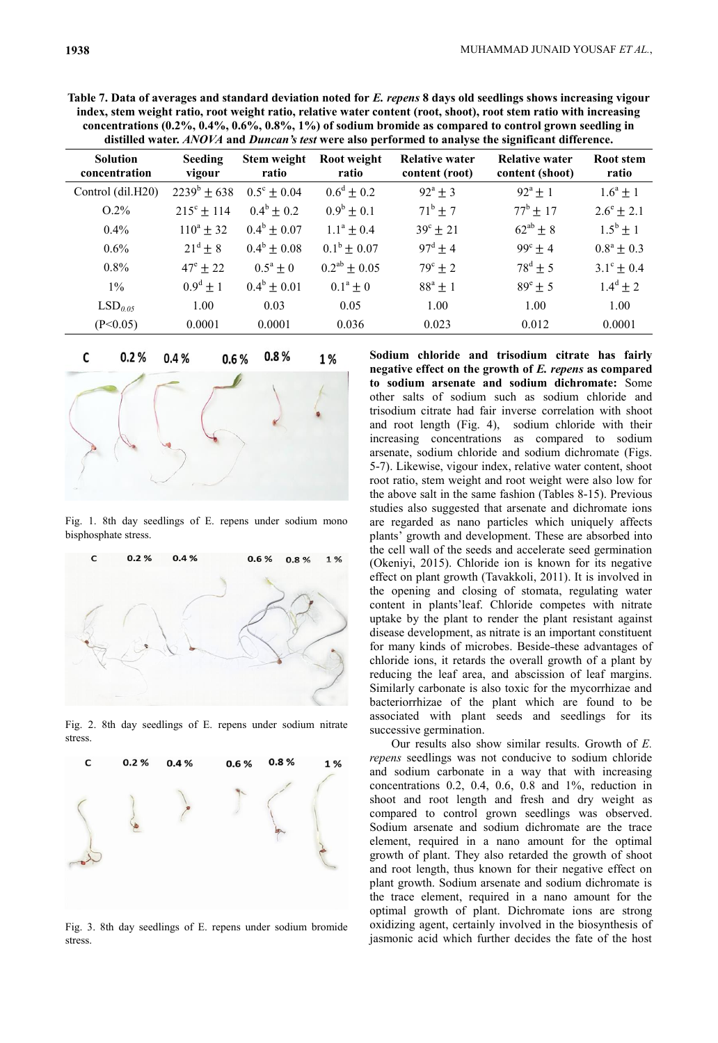**Table 7. Data of averages and standard deviation noted for *E. repens* 8 days old seedlings shows increasing vigour index, stem weight ratio, root weight ratio, relative water content (root, shoot), root stem ratio with increasing concentrations (0.2%, 0.4%, 0.6%, 0.8%, 1%) of sodium bromide as compared to control grown seedling in distilled water. *ANOVA* and *Duncan's test* were also performed to analyse the significant difference.**

| Solution concentration | Seeding vigour | Stem weight ratio | Root weight ratio | Relative water content (root) | Relative water content (shoot) | Root stem ratio |
|---|---|---|---|---|---|---|
| Control (dil.H20) | $2239^{b} \pm 638$ | $0.5^{c} \pm 0.04$ | $0.6^{d} \pm 0.2$ | $92^{a} \pm 3$ | $92^{a} \pm 1$ | $1.6^{a} \pm 1$ |
| O.2% | $215^{c} \pm 114$ | $0.4^{b} \pm 0.2$ | $0.9^{b} \pm 0.1$ | $71^{b} \pm 7$ | $77^{b} \pm 17$ | $2.6^{c} \pm 2.1$ |
| 0.4% | $110^{a} \pm 32$ | $0.4^{b} \pm 0.07$ | $1.1^{a} \pm 0.4$ | $39^{c} \pm 21$ | $62^{ab} \pm 8$ | $1.5^{b} \pm 1$ |
| 0.6% | $21^{d} \pm 8$ | $0.4^{b} \pm 0.08$ | $0.1^{b} \pm 0.07$ | $97^{d} \pm 4$ | $99^{c} \pm 4$ | $0.8^{a} \pm 0.3$ |
| 0.8% | $47^{c} \pm 22$ | $0.5^{a} \pm 0$ | $0.2^{ab} \pm 0.05$ | $79^{c} \pm 2$ | $78^{d} \pm 5$ | $3.1^{c} \pm 0.4$ |
| 1% | $0.9^{d} \pm 1$ | $0.4^{b} \pm 0.01$ | $0.1^{a} \pm 0$ | $88^{a} \pm 1$ | $89^{e} \pm 5$ | $1.4^{d} \pm 2$ |
| $LSD_{0.05}$ | 1.00 | 0.03 | 0.05 | 1.00 | 1.00 | 1.00 |
| ($P<0.05$) | 0.0001 | 0.0001 | 0.036 | 0.023 | 0.012 | 0.0001 |

Fig. 1. 8th day seedlings of E. repens under sodium mono bisphosphate stress.

Fig. 2. 8th day seedlings of E. repens under sodium nitrate stress.

Fig. 3. 8th day seedlings of E. repens under sodium bromide stress.

**Sodium chloride and trisodium citrate has fairly negative effect on the growth of *E. repens* as compared to sodium arsenate and sodium dichromate:** Some other salts of sodium such as sodium chloride and trisodium citrate had fair inverse correlation with shoot and root length (Fig. 4), sodium chloride with their increasing concentrations as compared to sodium arsenate, sodium chloride and sodium dichromate (Figs. 5-7). Likewise, vigour index, relative water content, shoot root ratio, stem weight and root weight were also low for the above salt in the same fashion (Tables 8-15). Previous studies also suggested that arsenate and dichromate ions are regarded as nano particles which uniquely affects plants' growth and development. These are absorbed into the cell wall of the seeds and accelerate seed germination (Okeniyi, 2015). Chloride ion is known for its negative effect on plant growth (Tavakkoli, 2011). It is involved in the opening and closing of stomata, regulating water content in plants'leaf. Chloride competes with nitrate uptake by the plant to render the plant resistant against disease development, as nitrate is an important constituent for many kinds of microbes. Beside-these advantages of chloride ions, it retards the overall growth of a plant by reducing the leaf area, and abscission of leaf margins. Similarly carbonate is also toxic for the mycorrhizae and bacteriorrhizae of the plant which are found to be associated with plant seeds and seedlings for its successive germination.

Our results also show similar results. Growth of *E. repens* seedlings was not conducive to sodium chloride and sodium carbonate in a way that with increasing concentrations 0.2, 0.4, 0.6, 0.8 and 1%, reduction in shoot and root length and fresh and dry weight as compared to control grown seedlings was observed. Sodium arsenate and sodium dichromate are the trace element, required in a nano amount for the optimal growth of plant. They also retarded the growth of shoot and root length, thus known for their negative effect on plant growth. Sodium arsenate and sodium dichromate is the trace element, required in a nano amount for the optimal growth of plant. Dichromate ions are strong oxidizing agent, certainly involved in the biosynthesis of jasmonic acid which further decides the fate of the host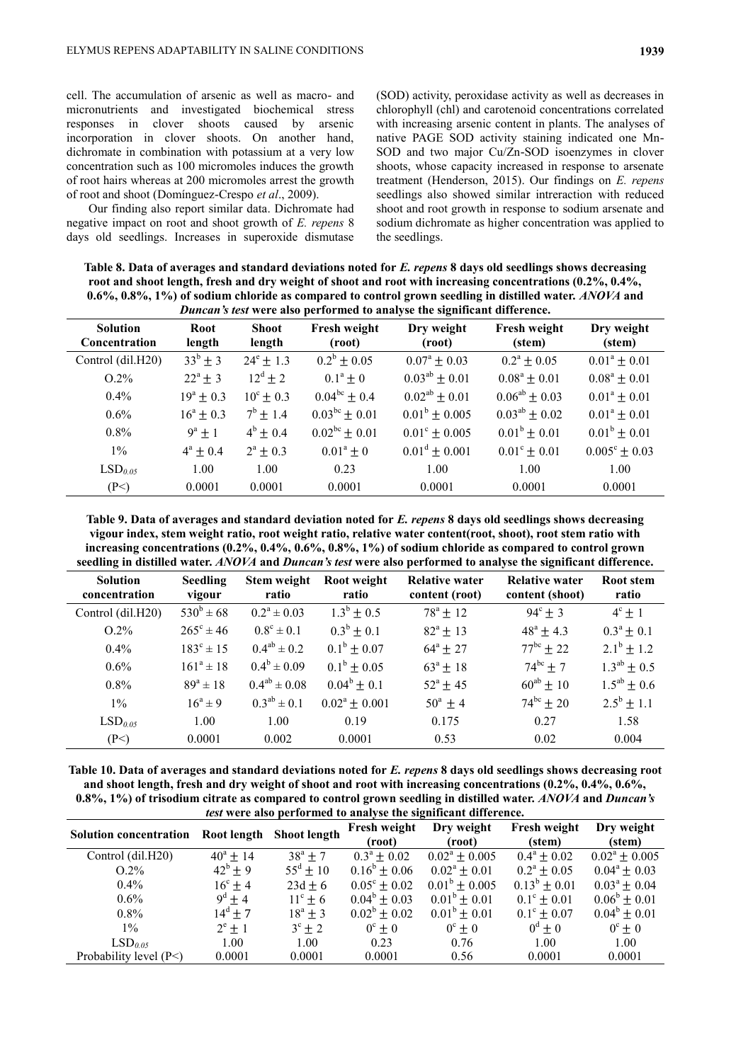cell. The accumulation of arsenic as well as macro- and micronutrients and investigated biochemical stress responses in clover shoots caused by arsenic incorporation in clover shoots. On another hand, dichromate in combination with potassium at a very low concentration such as 100 micromoles induces the growth of root hairs whereas at 200 micromoles arrest the growth of root and shoot (Domínguez-Crespo *et al*., 2009).

Our finding also report similar data. Dichromate had negative impact on root and shoot growth of *E. repens* 8 days old seedlings. Increases in superoxide dismutase (SOD) activity, peroxidase activity as well as decreases in chlorophyll (chl) and carotenoid concentrations correlated with increasing arsenic content in plants. The analyses of native PAGE SOD activity staining indicated one Mn-SOD and two major Cu/Zn-SOD isoenzymes in clover shoots, whose capacity increased in response to arsenate treatment (Henderson, 2015). Our findings on *E. repens* seedlings also showed similar intreraction with reduced shoot and root growth in response to sodium arsenate and sodium dichromate as higher concentration was applied to the seedlings.

**Table 8. Data of averages and standard deviations noted for *E. repens* 8 days old seedlings shows decreasing root and shoot length, fresh and dry weight of shoot and root with increasing concentrations (0.2%, 0.4%, 0.6%, 0.8%, 1%) of sodium chloride as compared to control grown seedling in distilled water. *ANOVA* and *Duncan's test* were also performed to analyse the significant difference.**

| Solution Concentration | Root length | Shoot length | Fresh weight (root) | Dry weight (root) | Fresh weight (stem) | Dry weight (stem) |
|---|---|---|---|---|---|---|
| Control (dil.H20) | $33^{b} \pm 3$ | $24^{e} \pm 1.3$ | $0.2^{b} \pm 0.05$ | $0.07^{a} \pm 0.03$ | $0.2^{a} \pm 0.05$ | $0.01^{a} \pm 0.01$ |
| O.2% | $22^{a} \pm 3$ | $12^{d} \pm 2$ | $0.1^{a} \pm 0$ | $0.03^{ab} \pm 0.01$ | $0.08^{a} \pm 0.01$ | $0.08^{a} \pm 0.01$ |
| 0.4% | $19^{a} \pm 0.3$ | $10^{c} \pm 0.3$ | $0.04^{bc} \pm 0.4$ | $0.02^{ab} \pm 0.01$ | $0.06^{ab} \pm 0.03$ | $0.01^{a} \pm 0.01$ |
| 0.6% | $16^{a} \pm 0.3$ | $7^{b} \pm 1.4$ | $0.03^{bc} \pm 0.01$ | $0.01^{b} \pm 0.005$ | $0.03^{ab} \pm 0.02$ | $0.01^{a} \pm 0.01$ |
| 0.8% | $9^{a} \pm 1$ | $4^{b} \pm 0.4$ | $0.02^{bc} \pm 0.01$ | $0.01^{c} \pm 0.005$ | $0.01^{b} \pm 0.01$ | $0.01^{b} \pm 0.01$ |
| 1% | $4^{a} \pm 0.4$ | $2^{a} \pm 0.3$ | $0.01^{a} \pm 0$ | $0.01^{d} \pm 0.001$ | $0.01^{c} \pm 0.01$ | $0.005^{c} \pm 0.03$ |
| $LSD_{0.05}$ | 1.00 | 1.00 | 0.23 | 1.00 | 1.00 | 1.00 |
| (P<) | 0.0001 | 0.0001 | 0.0001 | 0.0001 | 0.0001 | 0.0001 |

**Table 9. Data of averages and standard deviation noted for *E. repens* 8 days old seedlings shows decreasing vigour index, stem weight ratio, root weight ratio, relative water content(root, shoot), root stem ratio with increasing concentrations (0.2%, 0.4%, 0.6%, 0.8%, 1%) of sodium chloride as compared to control grown seedling in distilled water. *ANOVA* and *Duncan's test* were also performed to analyse the significant difference.**

| Solution concentration | Seedling vigour | Stem weight ratio | Root weight ratio | Relative water content (root) | Relative water content (shoot) | Root stem ratio |
|---|---|---|---|---|---|---|
| Control (dil.H20) | $530^{b} \pm 68$ | $0.2^{a} \pm 0.03$ | $1.3^{b} \pm 0.5$ | $78^{a} \pm 12$ | $94^{c} \pm 3$ | $4^{c} \pm 1$ |
| O.2% | $265^{c} \pm 46$ | $0.8^{c} \pm 0.1$ | $0.3^{b} \pm 0.1$ | $82^{a} \pm 13$ | $48^{a} \pm 4.3$ | $0.3^{a} \pm 0.1$ |
| 0.4% | $183^{c} \pm 15$ | $0.4^{ab} \pm 0.2$ | $0.1^{b} \pm 0.07$ | $64^{a} \pm 27$ | $77^{bc} \pm 22$ | $2.1^{b} \pm 1.2$ |
| 0.6% | $161^{a} \pm 18$ | $0.4^{b} \pm 0.09$ | $0.1^{b} \pm 0.05$ | $63^{a} \pm 18$ | $74^{bc} \pm 7$ | $1.3^{ab} \pm 0.5$ |
| 0.8% | $89^{a} \pm 18$ | $0.4^{ab} \pm 0.08$ | $0.04^{b} \pm 0.1$ | $52^{a} \pm 45$ | $60^{ab} \pm 10$ | $1.5^{ab} \pm 0.6$ |
| 1% | $16^{a} \pm 9$ | $0.3^{ab} \pm 0.1$ | $0.02^{a} \pm 0.001$ | $50^{a} \pm 4$ | $74^{bc} \pm 20$ | $2.5^{b} \pm 1.1$ |
| $LSD_{0.05}$ | 1.00 | 1.00 | 0.19 | 0.175 | 0.27 | 1.58 |
| (P<) | 0.0001 | 0.002 | 0.0001 | 0.53 | 0.02 | 0.004 |

**Table 10. Data of averages and standard deviations noted for *E. repens* 8 days old seedlings shows decreasing root and shoot length, fresh and dry weight of shoot and root with increasing concentrations (0.2%, 0.4%, 0.6%, 0.8%, 1%) of trisodium citrate as compared to control grown seedling in distilled water. *ANOVA* and *Duncan's test* were also performed to analyse the significant difference.**

| Solution concentration | Root length | Shoot length | Fresh weight (root) | Dry weight (root) | Fresh weight (stem) | Dry weight (stem) |
|---|---|---|---|---|---|---|
| Control (dil.H20) | $40^{a} \pm 14$ | $38^{a} \pm 7$ | $0.3^{a} \pm 0.02$ | $0.02^{a} \pm 0.005$ | $0.4^{a} \pm 0.02$ | $0.02^{a} \pm 0.005$ |
| O.2% | $42^{b} \pm 9$ | $55^{d} \pm 10$ | $0.16^{b} \pm 0.06$ | $0.02^{a} \pm 0.01$ | $0.2^{a} \pm 0.05$ | $0.04^{a} \pm 0.03$ |
| 0.4% | $16^{c} \pm 4$ | 23d ± 6 | $0.05^{c} \pm 0.02$ | $0.01^{b} \pm 0.005$ | $0.13^{b} \pm 0.01$ | $0.03^{a} \pm 0.04$ |
| 0.6% | $9^{d} \pm 4$ | $11^{c} \pm 6$ | $0.04^{b} \pm 0.03$ | $0.01^{b} \pm 0.01$ | $0.1^{c} \pm 0.01$ | $0.06^{b} \pm 0.01$ |
| 0.8% | $14^{d} \pm 7$ | $18^{a} \pm 3$ | $0.02^{b} \pm 0.02$ | $0.01^{b} \pm 0.01$ | $0.1^{c} \pm 0.07$ | $0.04^{b} \pm 0.01$ |
| 1% | $2^{e} \pm 1$ | $3^{c} \pm 2$ | $0^{c} \pm 0$ | $0^{c} \pm 0$ | $0^{d} \pm 0$ | $0^{c} \pm 0$ |
| $LSD_{0.05}$ | 1.00 | 1.00 | 0.23 | 0.76 | 1.00 | 1.00 |
| Probability level (P<) | 0.0001 | 0.0001 | 0.0001 | 0.56 | 0.0001 | 0.0001 |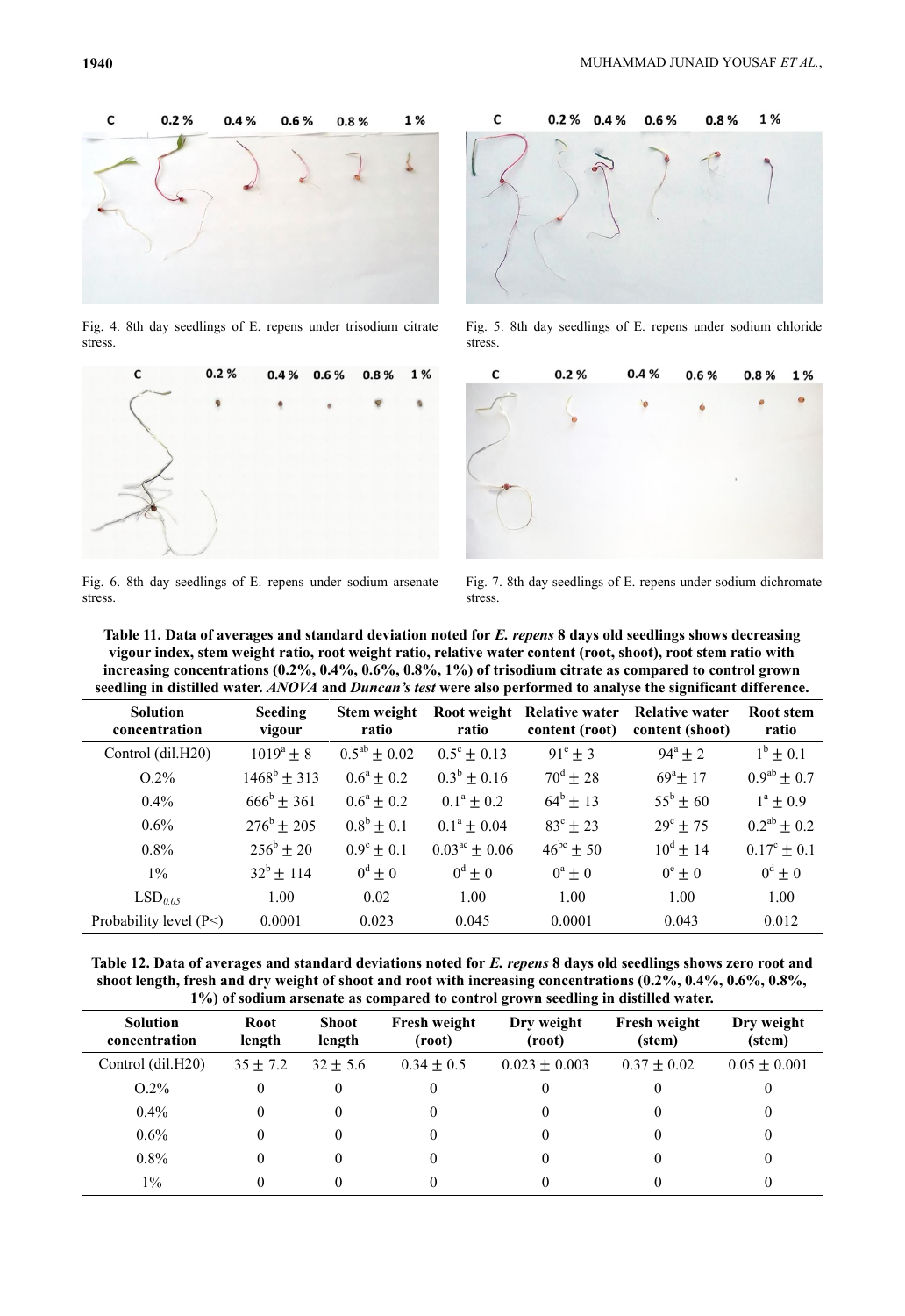Fig. 4. 8th day seedlings of E. repens under trisodium citrate stress.

Fig. 5. 8th day seedlings of E. repens under sodium chloride stress.

Fig. 6. 8th day seedlings of E. repens under sodium arsenate stress.

Fig. 7. 8th day seedlings of E. repens under sodium dichromate stress.

**Table 11. Data of averages and standard deviation noted for *E. repens* 8 days old seedlings shows decreasing vigour index, stem weight ratio, root weight ratio, relative water content (root, shoot), root stem ratio with increasing concentrations (0.2%, 0.4%, 0.6%, 0.8%, 1%) of trisodium citrate as compared to control grown seedling in distilled water. *ANOVA* and *Duncan's test* were also performed to analyse the significant difference.**

| Solution concentration | Seeding vigour | Stem weight ratio | Root weight ratio | Relative water content (root) | Relative water content (shoot) | Root stem ratio |
|---|---|---|---|---|---|---|
| Control (dil.H20) | $1019^{a} \pm 8$ | $0.5^{ab} \pm 0.02$ | $0.5^{c} \pm 0.13$ | $91^{e} \pm 3$ | $94^{a} \pm 2$ | $1^{b} \pm 0.1$ |
| O.2% | $1468^{b} \pm 313$ | $0.6^{a} \pm 0.2$ | $0.3^{b} \pm 0.16$ | $70^{d} \pm 28$ | $69^{a} \pm 17$ | $0.9^{ab} \pm 0.7$ |
| 0.4% | $666^{b} \pm 361$ | $0.6^{a} \pm 0.2$ | $0.1^{a} \pm 0.2$ | $64^{b} \pm 13$ | $55^{b} \pm 60$ | $1^{a} \pm 0.9$ |
| 0.6% | $276^{b} \pm 205$ | $0.8^{b} \pm 0.1$ | $0.1^{a} \pm 0.04$ | $83^{c} \pm 23$ | $29^{c} \pm 75$ | $0.2^{ab} \pm 0.2$ |
| 0.8% | $256^{b} \pm 20$ | $0.9^{c} \pm 0.1$ | $0.03^{ac} \pm 0.06$ | $46^{bc} \pm 50$ | $10^{d} \pm 14$ | $0.17^{c} \pm 0.1$ |
| 1% | $32^{b} \pm 114$ | $0^{d} \pm 0$ | $0^{d} \pm 0$ | $0^{a} \pm 0$ | $0^{e} \pm 0$ | $0^{d} \pm 0$ |
| $LSD_{0.05}$ | 1.00 | 0.02 | 1.00 | 1.00 | 1.00 | 1.00 |
| Probability level (P<) | 0.0001 | 0.023 | 0.045 | 0.0001 | 0.043 | 0.012 |

**Table 12. Data of averages and standard deviations noted for *E. repens* 8 days old seedlings shows zero root and shoot length, fresh and dry weight of shoot and root with increasing concentrations (0.2%, 0.4%, 0.6%, 0.8%, 1%) of sodium arsenate as compared to control grown seedling in distilled water.**

| Solution concentration | Root length | Shoot length | Fresh weight (root) | Dry weight (root) | Fresh weight (stem) | Dry weight (stem) |
|---|---|---|---|---|---|---|
| Control (dil.H20) | $35 \pm 7.2$ | $32 \pm 5.6$ | $0.34 \pm 0.5$ | $0.023 \pm 0.003$ | $0.37 \pm 0.02$ | $0.05 \pm 0.001$ |
| O.2% | 0 | 0 | 0 | 0 | 0 | 0 |
| 0.4% | 0 | 0 | 0 | 0 | 0 | 0 |
| 0.6% | 0 | 0 | 0 | 0 | 0 | 0 |
| 0.8% | 0 | 0 | 0 | 0 | 0 | 0 |
| 1% | 0 | 0 | 0 | 0 | 0 | 0 |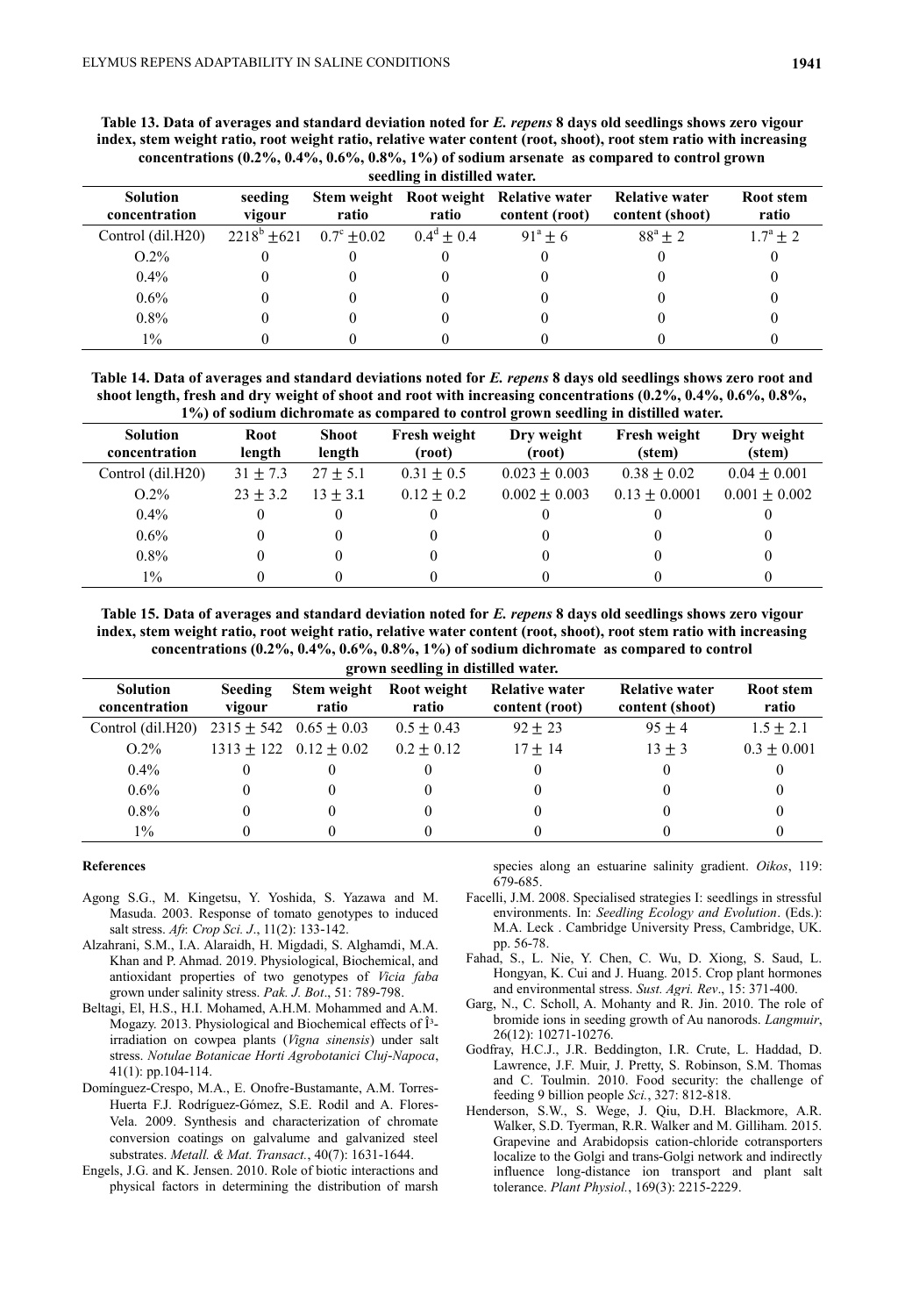**Table 13. Data of averages and standard deviation noted for *E. repens* 8 days old seedlings shows zero vigour index, stem weight ratio, root weight ratio, relative water content (root, shoot), root stem ratio with increasing concentrations (0.2%, 0.4%, 0.6%, 0.8%, 1%) of sodium arsenate as compared to control grown seedling in distilled water.**

| Solution concentration | seeding vigour | Stem weight ratio | Root weight ratio | Relative water content (root) | Relative water content (shoot) | Root stem ratio |
|---|---|---|---|---|---|---|
| Control (dil.H20) | $2218^{b} \pm 621$ | $0.7^{c} \pm 0.02$ | $0.4^{d} \pm 0.4$ | $91^{a} \pm 6$ | $88^{a} \pm 2$ | $1.7^{a} \pm 2$ |
| O.2% | 0 | 0 | 0 | 0 | 0 | 0 |
| 0.4% | 0 | 0 | 0 | 0 | 0 | 0 |
| 0.6% | 0 | 0 | 0 | 0 | 0 | 0 |
| 0.8% | 0 | 0 | 0 | 0 | 0 | 0 |
| 1% | 0 | 0 | 0 | 0 | 0 | 0 |

**Table 14. Data of averages and standard deviations noted for *E. repens* 8 days old seedlings shows zero root and shoot length, fresh and dry weight of shoot and root with increasing concentrations (0.2%, 0.4%, 0.6%, 0.8%, 1%) of sodium dichromate as compared to control grown seedling in distilled water.**

| Solution concentration | Root length | Shoot length | Fresh weight (root) | Dry weight (root) | Fresh weight (stem) | Dry weight (stem) |
|---|---|---|---|---|---|---|
| Control (dil.H20) | $31 \pm 7.3$ | $27 \pm 5.1$ | $0.31 \pm 0.5$ | $0.023 \pm 0.003$ | $0.38 \pm 0.02$ | $0.04 \pm 0.001$ |
| O.2% | $23 \pm 3.2$ | $13 \pm 3.1$ | $0.12 \pm 0.2$ | $0.002 \pm 0.003$ | $0.13 \pm 0.0001$ | $0.001 \pm 0.002$ |
| 0.4% | 0 | 0 | 0 | 0 | 0 | 0 |
| 0.6% | 0 | 0 | 0 | 0 | 0 | 0 |
| 0.8% | 0 | 0 | 0 | 0 | 0 | 0 |
| 1% | 0 | 0 | 0 | 0 | 0 | 0 |

**Table 15. Data of averages and standard deviation noted for *E. repens* 8 days old seedlings shows zero vigour index, stem weight ratio, root weight ratio, relative water content (root, shoot), root stem ratio with increasing concentrations (0.2%, 0.4%, 0.6%, 0.8%, 1%) of sodium dichromate as compared to control grown seedling in distilled water.**

| Solution concentration | Seeding vigour | Stem weight ratio | Root weight ratio | Relative water content (root) | Relative water content (shoot) | Root stem ratio |
|---|---|---|---|---|---|---|
| Control (dil.H20) | $2315 \pm 542$ | $0.65 \pm 0.03$ | $0.5 \pm 0.43$ | $92 \pm 23$ | $95 \pm 4$ | $1.5 \pm 2.1$ |
| O.2% | $1313 \pm 122$ | $0.12 \pm 0.02$ | $0.2 \pm 0.12$ | $17 \pm 14$ | $13 \pm 3$ | $0.3 \pm 0.001$ |
| 0.4% | 0 | 0 | 0 | 0 | 0 | 0 |
| 0.6% | 0 | 0 | 0 | 0 | 0 | 0 |
| 0.8% | 0 | 0 | 0 | 0 | 0 | 0 |
| 1% | 0 | 0 | 0 | 0 | 0 | 0 |

#### References

Agong S.G., M. Kingetsu, Y. Yoshida, S. Yazawa and M. Masuda. 2003. Response of tomato genotypes to induced salt stress. *Afr. Crop Sci. J*., 11(2): 133-142.

Alzahrani, S.M., I.A. Alaraidh, H. Migdadi, S. Alghamdi, M.A. Khan and P. Ahmad. 2019. Physiological, Biochemical, and antioxidant properties of two genotypes of *Vicia faba* grown under salinity stress. *Pak. J. Bot*., 51: 789-798.

Beltagi, El, H.S., H.I. Mohamed, A.H.M. Mohammed and A.M. Mogazy. 2013. Physiological and Biochemical effects of Î³-irradiation on cowpea plants (*Vigna sinensis*) under salt stress. *Notulae Botanicae Horti Agrobotanici Cluj-Napoca*, 41(1): pp.104-114.

Domínguez-Crespo, M.A., E. Onofre-Bustamante, A.M. Torres-Huerta F.J. Rodríguez-Gómez, S.E. Rodil and A. Flores-Vela. 2009. Synthesis and characterization of chromate conversion coatings on galvalume and galvanized steel substrates. *Metall. & Mat. Transact.*, 40(7): 1631-1644.

Engels, J.G. and K. Jensen. 2010. Role of biotic interactions and physical factors in determining the distribution of marsh species along an estuarine salinity gradient. *Oikos*, 119: 679-685.

Facelli, J.M. 2008. Specialised strategies I: seedlings in stressful environments. In: *Seedling Ecology and Evolution*. (Eds.): M.A. Leck . Cambridge University Press, Cambridge, UK. pp. 56-78.

Fahad, S., L. Nie, Y. Chen, C. Wu, D. Xiong, S. Saud, L. Hongyan, K. Cui and J. Huang. 2015. Crop plant hormones and environmental stress. *Sust. Agri. Rev*., 15: 371-400.

Garg, N., C. Scholl, A. Mohanty and R. Jin. 2010. The role of bromide ions in seeding growth of Au nanorods. *Langmuir*, 26(12): 10271-10276.

Godfray, H.C.J., J.R. Beddington, I.R. Crute, L. Haddad, D. Lawrence, J.F. Muir, J. Pretty, S. Robinson, S.M. Thomas and C. Toulmin. 2010. Food security: the challenge of feeding 9 billion people *Sci.*, 327: 812-818.

Henderson, S.W., S. Wege, J. Qiu, D.H. Blackmore, A.R. Walker, S.D. Tyerman, R.R. Walker and M. Gilliham. 2015. Grapevine and Arabidopsis cation-chloride cotransporters localize to the Golgi and trans-Golgi network and indirectly influence long-distance ion transport and plant salt tolerance. *Plant Physiol.*, 169(3): 2215-2229.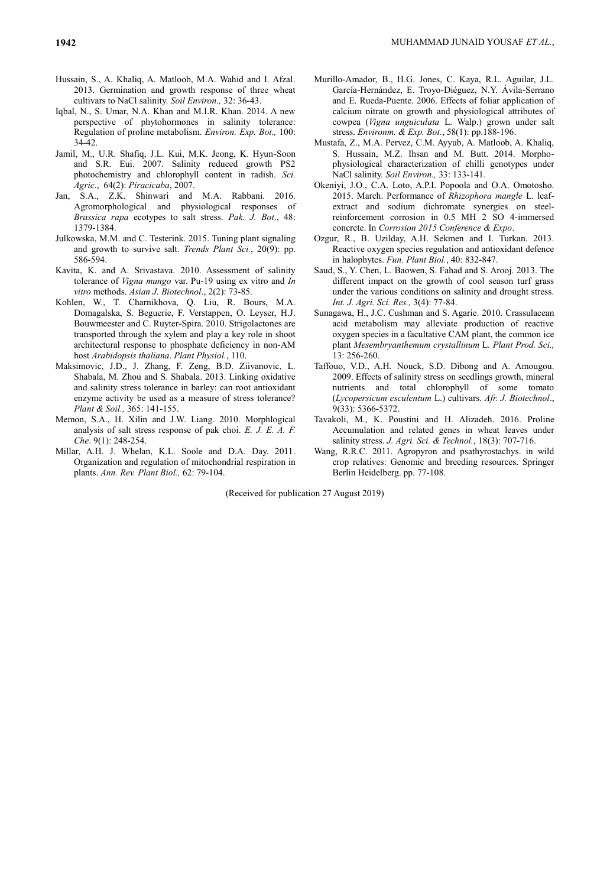Hussain, S., A. Khaliq, A. Matloob, M.A. Wahid and I. Afzal. 2013. Germination and growth response of three wheat cultivars to NaCl salinity. *Soil Environ.,* 32: 36-43.

Iqbal, N., S. Umar, N.A. Khan and M.I.R. Khan. 2014. A new perspective of phytohormones in salinity tolerance: Regulation of proline metabolism. *Environ. Exp. Bot.,* 100: 34-42.

Jamil, M., U.R. Shafiq, J.L. Kui, M.K. Jeong, K. Hyun-Soon and S.R. Eui. 2007. Salinity reduced growth PS2 photochemistry and chlorophyll content in radish. *Sci. Agric*., 64(2): *Piracicaba*, 2007.

Jan, S.A., Z.K. Shinwari and M.A. Rabbani. 2016. Agromorphological and physiological responses of *Brassica rapa* ecotypes to salt stress. *Pak. J. Bot*., 48: 1379-1384.

Julkowska, M.M. and C. Testerink. 2015. Tuning plant signaling and growth to survive salt. *Trends Plant Sci.*, 20(9): pp. 586-594.

Kavita, K. and A. Srivastava. 2010. Assessment of salinity tolerance of *Vigna mungo* var. Pu-19 using ex vitro and *In vitro* methods. *Asian J. Biotechnol*., 2(2): 73-85.

Kohlen, W., T. Charnikhova, Q. Liu, R. Bours, M.A. Domagalska, S. Beguerie, F. Verstappen, O. Leyser, H.J. Bouwmeester and C. Ruyter-Spira. 2010. Strigolactones are transported through the xylem and play a key role in shoot architectural response to phosphate deficiency in non-AM host *Arabidopsis thaliana*. *Plant Physiol.*, 110.

Maksimovic, J.D., J. Zhang, F. Zeng, B.D. Ziivanovic, L. Shabala, M. Zhou and S. Shabala. 2013. Linking oxidative and salinity stress tolerance in barley: can root antioxidant enzyme activity be used as a measure of stress tolerance? *Plant & Soil.,* 365: 141-155.

Memon, S.A., H. Xilin and J.W. Liang. 2010. Morphlogical analysis of salt stress response of pak choi. *E. J. E. A. F. Che*. 9(1): 248-254.

Millar, A.H. J. Whelan, K.L. Soole and D.A. Day. 2011. Organization and regulation of mitochondrial respiration in plants. *Ann. Rev. Plant Biol.,* 62: 79-104.

Murillo-Amador, B., H.G. Jones, C. Kaya, R.L. Aguilar, J.L. García-Hernández, E. Troyo-Diéguez, N.Y. Ávila-Serrano and E. Rueda-Puente. 2006. Effects of foliar application of calcium nitrate on growth and physiological attributes of cowpea (*Vigna unguiculata* L. Walp.) grown under salt stress. *Environm. & Exp. Bot.*, 58(1): pp.188-196.

Mustafa, Z., M.A. Pervez, C.M. Ayyub, A. Matloob, A. Khaliq, S. Hussain, M.Z. Ihsan and M. Butt. 2014. Morpho-physiological characterization of chilli genotypes under NaCl salinity. *Soil Environ.,* 33: 133-141.

Okeniyi, J.O., C.A. Loto, A.P.I. Popoola and O.A. Omotosho. 2015. March. Performance of *Rhizophora mangle* L. leaf-extract and sodium dichromate synergies on steel-reinforcement corrosion in 0.5 MH 2 SO 4-immersed concrete. In *Corrosion 2015 Conference & Expo*.

Ozgur, R., B. Uzilday, A.H. Sekmen and I. Turkan. 2013. Reactive oxygen species regulation and antioxidant defence in halophytes. *Fun. Plant Biol.*, 40: 832-847.

Saud, S., Y. Chen, L. Baowen, S. Fahad and S. Arooj. 2013. The different impact on the growth of cool season turf grass under the various conditions on salinity and drought stress. *Int. J. Agri. Sci. Res.,* 3(4): 77-84.

Sunagawa, H., J.C. Cushman and S. Agarie. 2010. Crassulacean acid metabolism may alleviate production of reactive oxygen species in a facultative CAM plant, the common ice plant *Mesembryanthemum crystallinum* L. *Plant Prod. Sci.,* 13: 256-260.

Taffouo, V.D., A.H. Nouck, S.D. Dibong and A. Amougou. 2009. Effects of salinity stress on seedlings growth, mineral nutrients and total chlorophyll of some tomato (*Lycopersicum esculentum* L.) cultivars. *Afr. J. Biotechnol*., 9(33): 5366-5372.

Tavakoli, M., K. Poustini and H. Alizadeh. 2016. Proline Accumulation and related genes in wheat leaves under salinity stress. *J. Agri. Sci. & Technol.*, 18(3): 707-716.

Wang, R.R.C. 2011. Agropyron and psathyrostachys. in wild crop relatives: Genomic and breeding resources. Springer Berlin Heidelberg. pp. 77-108.

(Received for publication 27 August 2019)